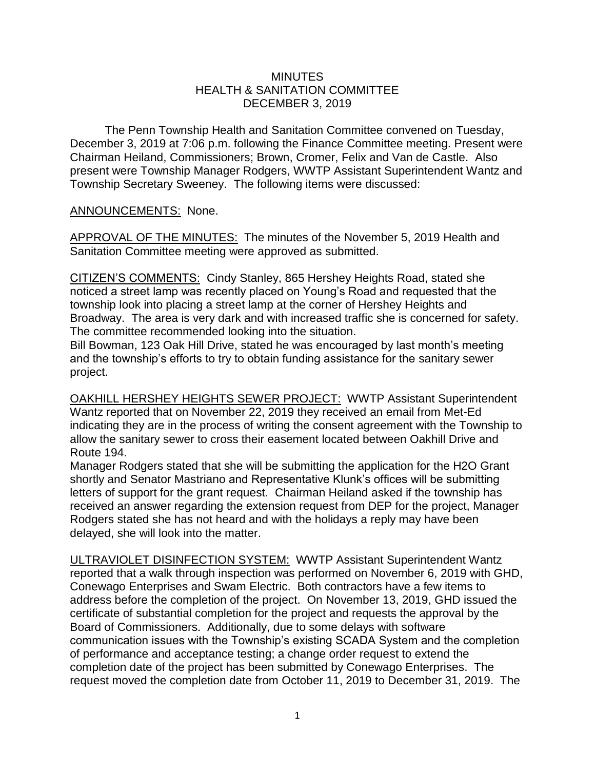# MINUTES
## HEALTH & SANITATION COMMITTEE
## DECEMBER 3, 2019

The Penn Township Health and Sanitation Committee convened on Tuesday, December 3, 2019 at 7:06 p.m. following the Finance Committee meeting. Present were Chairman Heiland, Commissioners; Brown, Cromer, Felix and Van de Castle. Also present were Township Manager Rodgers, WWTP Assistant Superintendent Wantz and Township Secretary Sweeney. The following items were discussed:

ANNOUNCEMENTS: None.

APPROVAL OF THE MINUTES: The minutes of the November 5, 2019 Health and Sanitation Committee meeting were approved as submitted.

CITIZEN'S COMMENTS: Cindy Stanley, 865 Hershey Heights Road, stated she noticed a street lamp was recently placed on Young's Road and requested that the township look into placing a street lamp at the corner of Hershey Heights and Broadway. The area is very dark and with increased traffic she is concerned for safety. The committee recommended looking into the situation.

Bill Bowman, 123 Oak Hill Drive, stated he was encouraged by last month's meeting and the township's efforts to try to obtain funding assistance for the sanitary sewer project.

OAKHILL HERSHEY HEIGHTS SEWER PROJECT: WWTP Assistant Superintendent Wantz reported that on November 22, 2019 they received an email from Met-Ed indicating they are in the process of writing the consent agreement with the Township to allow the sanitary sewer to cross their easement located between Oakhill Drive and Route 194.

Manager Rodgers stated that she will be submitting the application for the H2O Grant shortly and Senator Mastriano and Representative Klunk's offices will be submitting letters of support for the grant request. Chairman Heiland asked if the township has received an answer regarding the extension request from DEP for the project, Manager Rodgers stated she has not heard and with the holidays a reply may have been delayed, she will look into the matter.

ULTRAVIOLET DISINFECTION SYSTEM: WWTP Assistant Superintendent Wantz reported that a walk through inspection was performed on November 6, 2019 with GHD, Conewago Enterprises and Swam Electric. Both contractors have a few items to address before the completion of the project. On November 13, 2019, GHD issued the certificate of substantial completion for the project and requests the approval by the Board of Commissioners. Additionally, due to some delays with software communication issues with the Township's existing SCADA System and the completion of performance and acceptance testing; a change order request to extend the completion date of the project has been submitted by Conewago Enterprises. The request moved the completion date from October 11, 2019 to December 31, 2019. The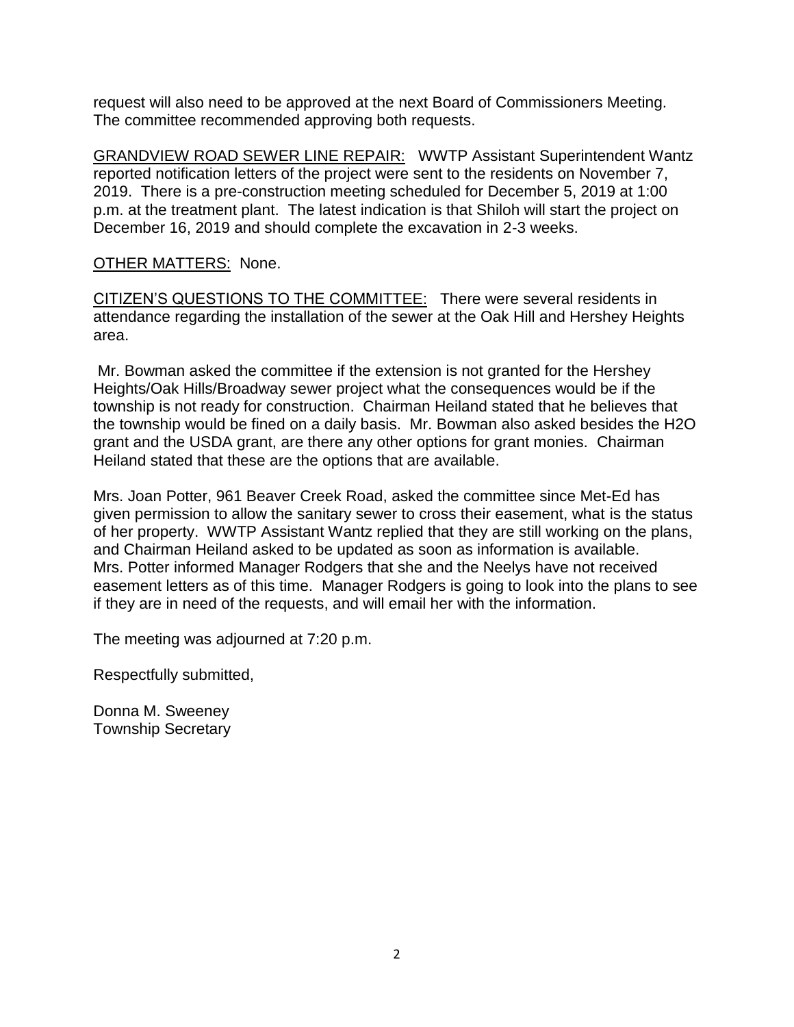request will also need to be approved at the next Board of Commissioners Meeting. The committee recommended approving both requests.

GRANDVIEW ROAD SEWER LINE REPAIR: WWTP Assistant Superintendent Wantz reported notification letters of the project were sent to the residents on November 7, 2019. There is a pre-construction meeting scheduled for December 5, 2019 at 1:00 p.m. at the treatment plant. The latest indication is that Shiloh will start the project on December 16, 2019 and should complete the excavation in 2-3 weeks.

OTHER MATTERS: None.

CITIZEN'S QUESTIONS TO THE COMMITTEE: There were several residents in attendance regarding the installation of the sewer at the Oak Hill and Hershey Heights area.

Mr. Bowman asked the committee if the extension is not granted for the Hershey Heights/Oak Hills/Broadway sewer project what the consequences would be if the township is not ready for construction. Chairman Heiland stated that he believes that the township would be fined on a daily basis. Mr. Bowman also asked besides the H2O grant and the USDA grant, are there any other options for grant monies. Chairman Heiland stated that these are the options that are available.

Mrs. Joan Potter, 961 Beaver Creek Road, asked the committee since Met-Ed has given permission to allow the sanitary sewer to cross their easement, what is the status of her property. WWTP Assistant Wantz replied that they are still working on the plans, and Chairman Heiland asked to be updated as soon as information is available. Mrs. Potter informed Manager Rodgers that she and the Neelys have not received easement letters as of this time. Manager Rodgers is going to look into the plans to see if they are in need of the requests, and will email her with the information.

The meeting was adjourned at 7:20 p.m.

Respectfully submitted,

Donna M. Sweeney
Township Secretary